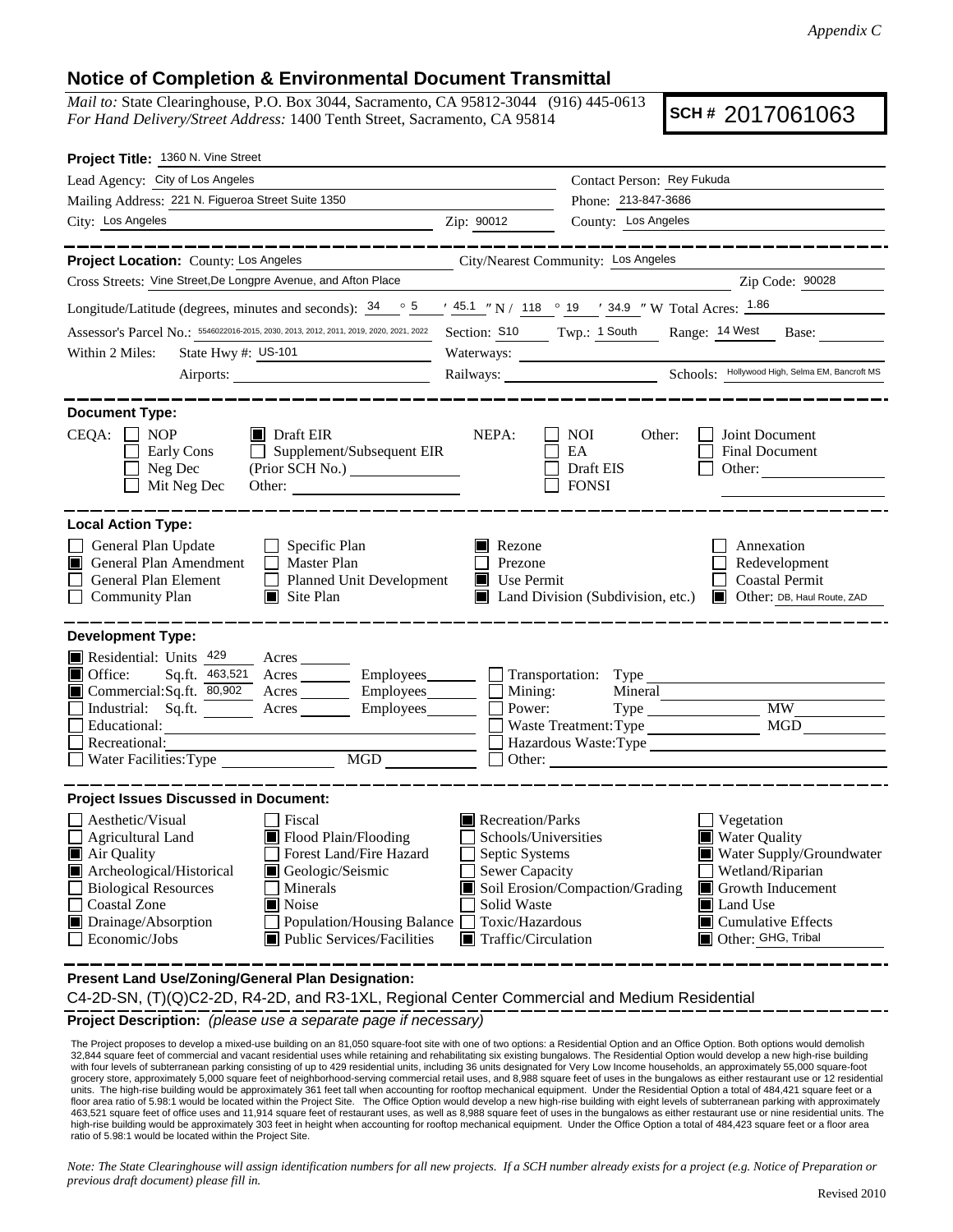*Appendix C*

## Notice of Completion & Environmental Document Transmittal

*Mail to:* State Clearinghouse, P.O. Box 3044, Sacramento, CA 95812-3044 (916) 445-0613
*For Hand Delivery/Street Address:* 1400 Tenth Street, Sacramento, CA 95814

**SCH #** 2017061063

**Project Title:** 1360 N. Vine Street

Lead Agency: City of Los Angeles
Contact Person: Rey Fukuda
Mailing Address: 221 N. Figueroa Street Suite 1350
Phone: 213-847-3686
City: Los Angeles Zip: 90012
County: Los Angeles

**Project Location:** County: Los Angeles City/Nearest Community: Los Angeles
Cross Streets: Vine Street,De Longpre Avenue, and Afton Place Zip Code: 90028
Longitude/Latitude (degrees, minutes and seconds): 34 ° 5 ′ 45.1 ″ N / 118 ° 19 ′ 34.9 ″ W Total Acres: 1.86
Assessor's Parcel No.: 5546022016-2015, 2030, 2013, 2012, 2011, 2019, 2020, 2021, 2022 Section: S10 Twp.: 1 South Range: 14 West Base:
Within 2 Miles: State Hwy #: US-101 Waterways:
Airports: Railways: Schools: Hollywood High, Selma EM, Bancroft MS

**Document Type:**

CEQA: ☐ NOP ☐ Early Cons ☐ Neg Dec ☐ Mit Neg Dec ■ Draft EIR ☐ Supplement/Subsequent EIR (Prior SCH No.) Other:
NEPA: ☐ NOI ☐ EA ☐ Draft EIS ☐ FONSI
Other: ☐ Joint Document ☐ Final Document ☐ Other:

**Local Action Type:**

☐ General Plan Update
■ General Plan Amendment
☐ General Plan Element
☐ Community Plan
☐ Specific Plan
☐ Master Plan
☐ Planned Unit Development
■ Site Plan
■ Rezone
☐ Prezone
■ Use Permit
■ Land Division (Subdivision, etc.)
☐ Annexation
☐ Redevelopment
☐ Coastal Permit
■ Other: DB, Haul Route, ZAD

**Development Type:**

■ Residential: Units 429 Acres
■ Office: Sq.ft. 463,521 Acres Employees
■ Commercial: Sq.ft. 80,902 Acres Employees
☐ Industrial: Sq.ft. Acres Employees
☐ Educational:
☐ Recreational:
☐ Water Facilities: Type MGD
☐ Transportation: Type
☐ Mining: Mineral
☐ Power: Type MW
☐ Waste Treatment: Type MGD
☐ Hazardous Waste: Type
☐ Other:

**Project Issues Discussed in Document:**

☐ Aesthetic/Visual
☐ Agricultural Land
■ Air Quality
■ Archeological/Historical
☐ Biological Resources
☐ Coastal Zone
■ Drainage/Absorption
☐ Economic/Jobs
☐ Fiscal
■ Flood Plain/Flooding
☐ Forest Land/Fire Hazard
■ Geologic/Seismic
☐ Minerals
■ Noise
☐ Population/Housing Balance
■ Public Services/Facilities
■ Recreation/Parks
☐ Schools/Universities
☐ Septic Systems
☐ Sewer Capacity
■ Soil Erosion/Compaction/Grading
☐ Solid Waste
☐ Toxic/Hazardous
■ Traffic/Circulation
☐ Vegetation
■ Water Quality
■ Water Supply/Groundwater
☐ Wetland/Riparian
■ Growth Inducement
■ Land Use
■ Cumulative Effects
■ Other: GHG, Tribal

**Present Land Use/Zoning/General Plan Designation:**

C4-2D-SN, (T)(Q)C2-2D, R4-2D, and R3-1XL, Regional Center Commercial and Medium Residential

**Project Description:** *(please use a separate page if necessary)*

The Project proposes to develop a mixed-use building on an 81,050 square-foot site with one of two options: a Residential Option and an Office Option. Both options would demolish 32,844 square feet of commercial and vacant residential uses while retaining and rehabilitating six existing bungalows. The Residential Option would develop a new high-rise building with four levels of subterranean parking consisting of up to 429 residential units, including 36 units designated for Very Low Income households, an approximately 55,000 square-foot grocery store, approximately 5,000 square feet of neighborhood-serving commercial retail uses, and 8,988 square feet of uses in the bungalows as either restaurant use or 12 residential units. The high-rise building would be approximately 361 feet tall when accounting for rooftop mechanical equipment. Under the Residential Option a total of 484,421 square feet or a floor area ratio of 5.98:1 would be located within the Project Site. The Office Option would develop a new high-rise building with eight levels of subterranean parking with approximately 463,521 square feet of office uses and 11,914 square feet of restaurant uses, as well as 8,988 square feet of uses in the bungalows as either restaurant use or nine residential units. The high-rise building would be approximately 303 feet in height when accounting for rooftop mechanical equipment. Under the Office Option a total of 484,423 square feet or a floor area ratio of 5.98:1 would be located within the Project Site.

*Note: The State Clearinghouse will assign identification numbers for all new projects. If a SCH number already exists for a project (e.g. Notice of Preparation or previous draft document) please fill in.*

Revised 2010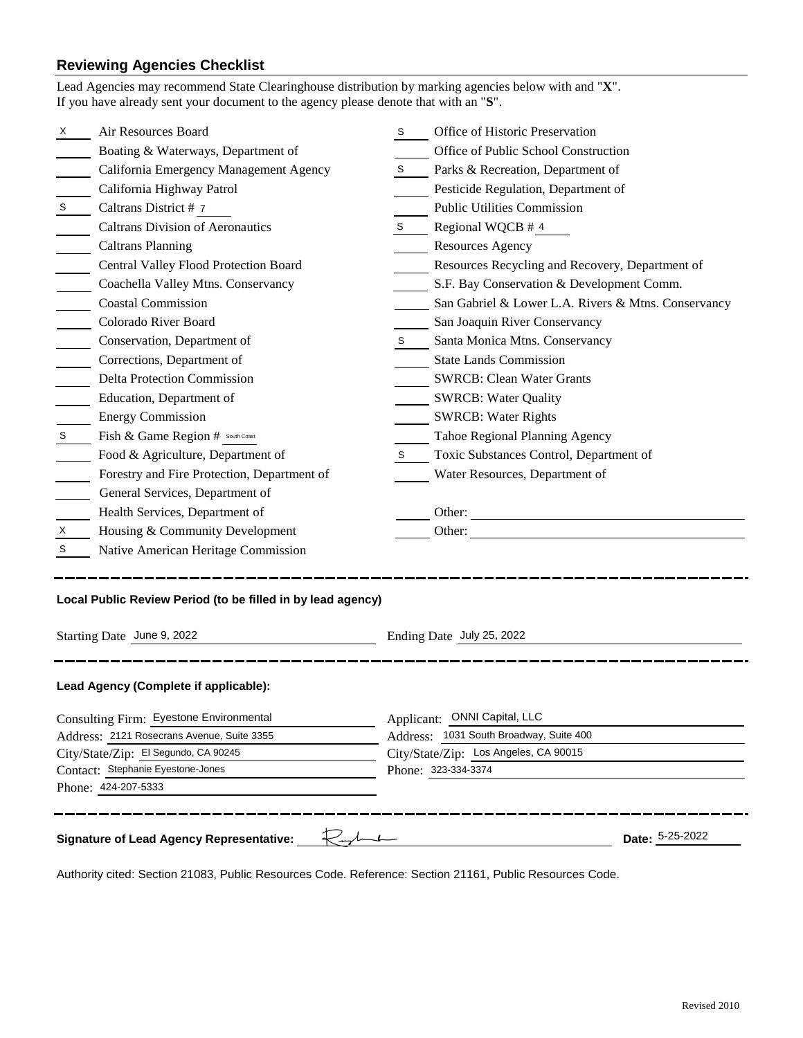## Reviewing Agencies Checklist

Lead Agencies may recommend State Clearinghouse distribution by marking agencies below with and "**X**".
If you have already sent your document to the agency please denote that with an "**S**".

| | | | |
|---|---|---|---|
| X | Air Resources Board | S | Office of Historic Preservation |
| | Boating & Waterways, Department of | | Office of Public School Construction |
| | California Emergency Management Agency | S | Parks & Recreation, Department of |
| | California Highway Patrol | | Pesticide Regulation, Department of |
| S | Caltrans District # 7 | | Public Utilities Commission |
| | Caltrans Division of Aeronautics | S | Regional WQCB # 4 |
| | Caltrans Planning | | Resources Agency |
| | Central Valley Flood Protection Board | | Resources Recycling and Recovery, Department of |
| | Coachella Valley Mtns. Conservancy | | S.F. Bay Conservation & Development Comm. |
| | Coastal Commission | | San Gabriel & Lower L.A. Rivers & Mtns. Conservancy |
| | Colorado River Board | | San Joaquin River Conservancy |
| | Conservation, Department of | S | Santa Monica Mtns. Conservancy |
| | Corrections, Department of | | State Lands Commission |
| | Delta Protection Commission | | SWRCB: Clean Water Grants |
| | Education, Department of | | SWRCB: Water Quality |
| | Energy Commission | | SWRCB: Water Rights |
| S | Fish & Game Region # South Coast | | Tahoe Regional Planning Agency |
| | Food & Agriculture, Department of | S | Toxic Substances Control, Department of |
| | Forestry and Fire Protection, Department of | | Water Resources, Department of |
| | General Services, Department of | | |
| | Health Services, Department of | | Other: |
| X | Housing & Community Development | | Other: |
| S | Native American Heritage Commission | | |

---

**Local Public Review Period (to be filled in by lead agency)**

Starting Date June 9, 2022

Ending Date July 25, 2022

---

**Lead Agency (Complete if applicable):**

Consulting Firm: Eyestone Environmental
Address: 2121 Rosecrans Avenue, Suite 3355
City/State/Zip: El Segundo, CA 90245
Contact: Stephanie Eyestone-Jones
Phone: 424-207-5333

Applicant: ONNI Capital, LLC
Address: 1031 South Broadway, Suite 400
City/State/Zip: Los Angeles, CA 90015
Phone: 323-334-3374

---

**Signature of Lead Agency Representative:** [signature]

**Date:** 5-25-2022

Authority cited: Section 21083, Public Resources Code. Reference: Section 21161, Public Resources Code.

Revised 2010